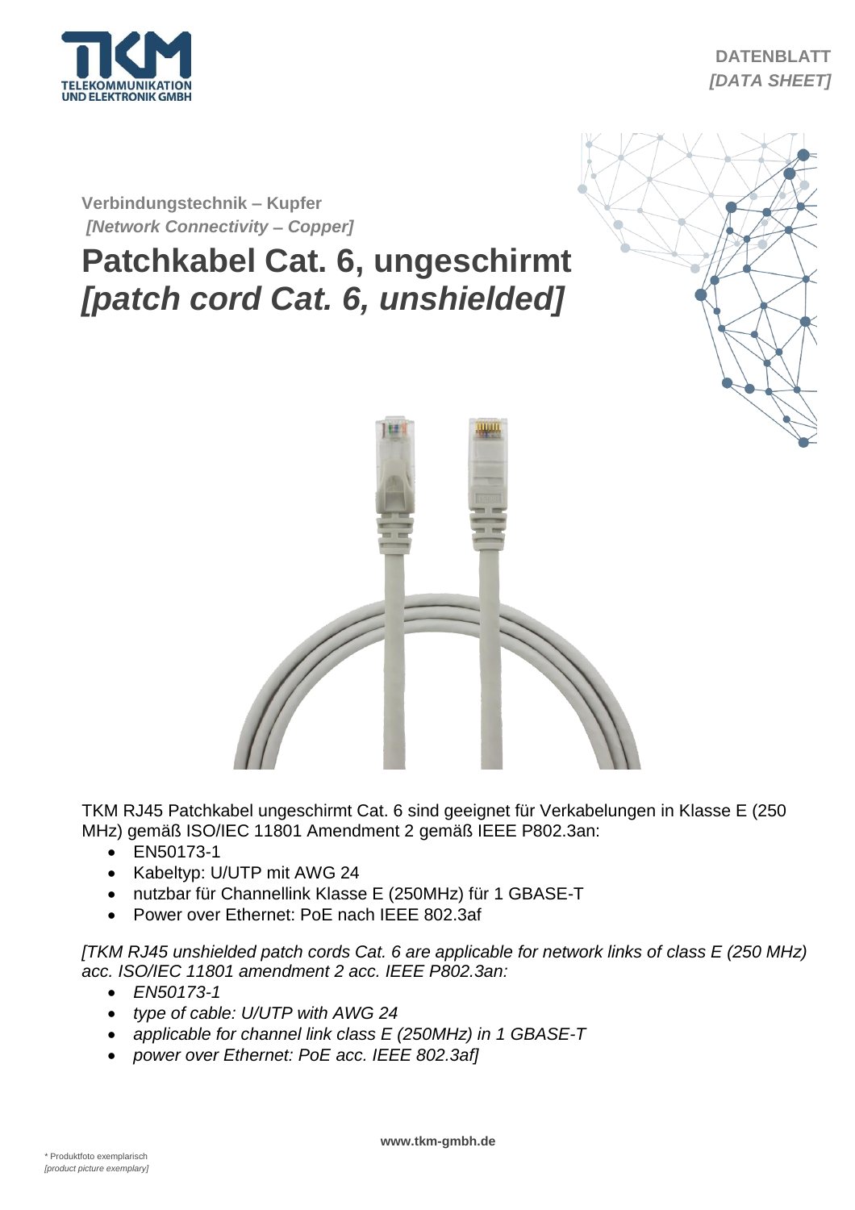TKM
TELEKOMMUNIKATION UND ELEKTRONIK GMBH

**DATENBLATT**
***[DATA SHEET]***

**Verbindungstechnik – Kupfer**
***[Network Connectivity – Copper]***

# Patchkabel Cat. 6, ungeschirmt
# *[patch cord Cat. 6, unshielded]*

TKM RJ45 Patchkabel ungeschirmt Cat. 6 sind geeignet für Verkabelungen in Klasse E (250 MHz) gemäß ISO/IEC 11801 Amendment 2 gemäß IEEE P802.3an:

- EN50173-1
- Kabeltyp: U/UTP mit AWG 24
- nutzbar für Channellink Klasse E (250MHz) für 1 GBASE-T
- Power over Ethernet: PoE nach IEEE 802.3af

*[TKM RJ45 unshielded patch cords Cat. 6 are applicable for network links of class E (250 MHz) acc. ISO/IEC 11801 amendment 2 acc. IEEE P802.3an:*

- *EN50173-1*
- *type of cable: U/UTP with AWG 24*
- *applicable for channel link class E (250MHz) in 1 GBASE-T*
- *power over Ethernet: PoE acc. IEEE 802.3af]*

**www.tkm-gmbh.de**

\* Produktfoto exemplarisch
*[product picture exemplary]*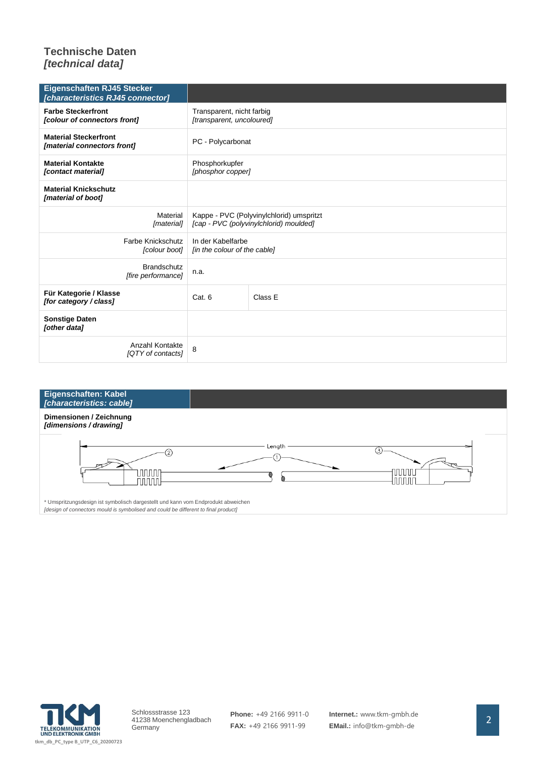## Technische Daten
## *[technical data]*

| **Eigenschaften RJ45 Stecker** *[characteristics RJ45 connector]* | | |
|---|---|---|
| **Farbe Steckerfront** ***[colour of connectors front]*** | Transparent, nicht farbig *[transparent, uncoloured]* | |
| **Material Steckerfront** ***[material connectors front]*** | PC - Polycarbonat | |
| **Material Kontakte** ***[contact material]*** | Phosphorkupfer *[phosphor copper]* | |
| **Material Knickschutz** ***[material of boot]*** | | |
| Material *[material]* | Kappe - PVC (Polyvinylchlorid) umspritzt *[cap - PVC (polyvinylchlorid) moulded]* | |
| Farbe Knickschutz *[colour boot]* | In der Kabelfarbe *[in the colour of the cable]* | |
| Brandschutz *[fire performance]* | n.a. | |
| **Für Kategorie / Klasse** ***[for category / class]*** | Cat. 6 | Class E |
| **Sonstige Daten** ***[other data]*** | | |
| Anzahl Kontakte *[QTY of contacts]* | 8 | |

| **Eigenschaften: Kabel** *[characteristics: cable]* |
|---|
| **Dimensionen / Zeichnung** ***[dimensions / drawing]*** |

Length

① ② ③

* Umspritzungsdesign ist symbolisch dargestellt und kann vom Endprodukt abweichen
*[design of connectors mould is symbolised and could be different to final product]*

TELEKOMMUNIKATION UND ELEKTRONIK GMBH

tkm_db_PC_type B_UTP_C6_20200723

Schlossstrasse 123
41238 Moenchengladbach
Germany

**Phone:** +49 2166 9911-0
**FAX:** +49 2166 9911-99

**Internet.:** www.tkm-gmbh.de
**EMail.:** info@tkm-gmbh-de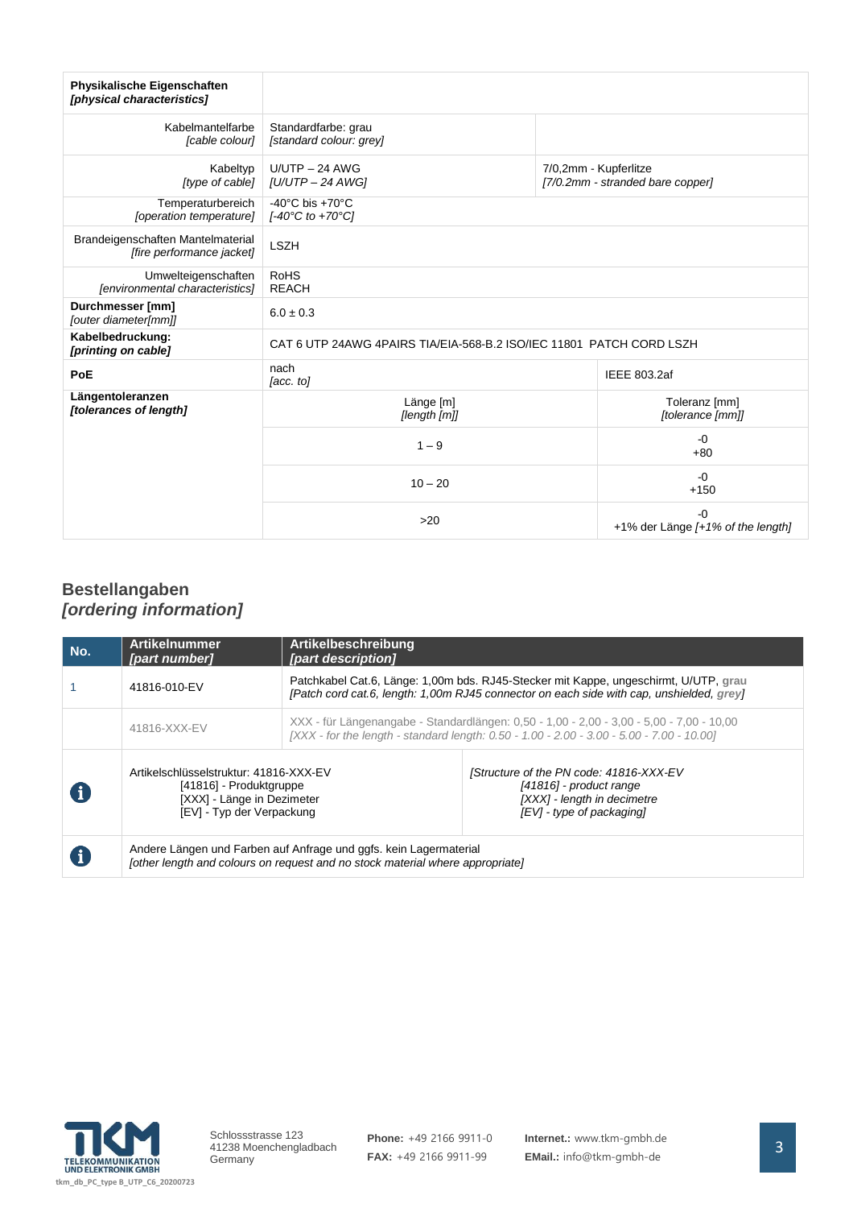| **Physikalische Eigenschaften** *[physical characteristics]* | | |
|---|---|---|
| Kabelmantelfarbe *[cable colour]* | Standardfarbe: grau *[standard colour: grey]* | |
| Kabeltyp *[type of cable]* | U/UTP – 24 AWG *[U/UTP – 24 AWG]* | 7/0,2mm - Kupferlitze *[7/0.2mm - stranded bare copper]* |
| Temperaturbereich *[operation temperature]* | -40°C bis +70°C *[-40°C to +70°C]* | |
| Brandeigenschaften Mantelmaterial *[fire performance jacket]* | LSZH | |
| Umwelteigenschaften *[environmental characteristics]* | RoHS REACH | |
| **Durchmesser [mm]** *[outer diameter[mm]]* | 6.0 ± 0.3 | |
| **Kabelbedruckung:** ***[printing on cable]*** | CAT 6 UTP 24AWG 4PAIRS TIA/EIA-568-B.2 ISO/IEC 11801 PATCH CORD LSZH | |
| **PoE** | nach *[acc. to]* | IEEE 803.2af |
| **Längentoleranzen** ***[tolerances of length]*** | Länge [m] *[length [m]]* | Toleranz [mm] *[tolerance [mm]]* |
| | 1 – 9 | -0 +80 |
| | 10 – 20 | -0 +150 |
| | >20 | -0 +1% der Länge *[+1% of the length]* |

## Bestellangaben
## *[ordering information]*

| No. | Artikelnummer *[part number]* | Artikelbeschreibung *[part description]* |
|---|---|---|
| 1 | 41816-010-EV | Patchkabel Cat.6, Länge: 1,00m bds. RJ45-Stecker mit Kappe, ungeschirmt, U/UTP, grau *[Patch cord cat.6, length: 1,00m RJ45 connector on each side with cap, unshielded, grey]* |
| | 41816-XXX-EV | XXX - für Längenangabe - Standardlängen: 0,50 - 1,00 - 2,00 - 3,00 - 5,00 - 7,00 - 10,00 *[XXX - for the length - standard length: 0.50 - 1.00 - 2.00 - 3.00 - 5.00 - 7.00 - 10.00]* |
| i | Artikelschlüsselstruktur: 41816-XXX-EV [41816] - Produktgruppe [XXX] - Länge in Dezimeter [EV] - Typ der Verpackung | *[Structure of the PN code: 41816-XXX-EV [41816] - product range [XXX] - length in decimetre [EV] - type of packaging]* |
| i | Andere Längen und Farben auf Anfrage und ggfs. kein Lagermaterial *[other length and colours on request and no stock material where appropriate]* | |

TELEKOMMUNIKATION UND ELEKTRONIK GMBH

tkm_db_PC_type B_UTP_C6_20200723

Schlossstrasse 123
41238 Moenchengladbach
Germany

**Phone:** +49 2166 9911-0
**FAX:** +49 2166 9911-99

**Internet.:** www.tkm-gmbh.de
**EMail.:** info@tkm-gmbh-de